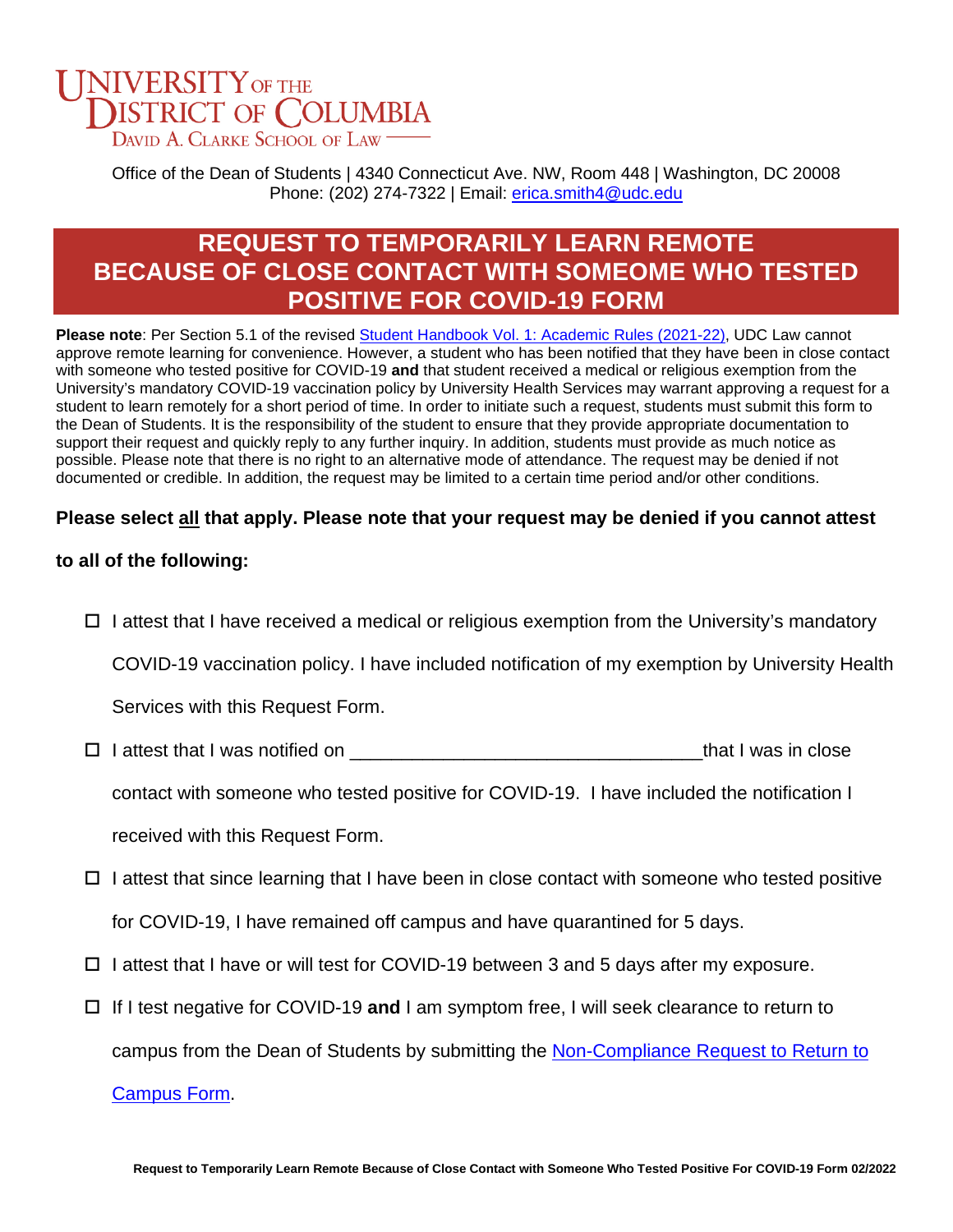# UNIVERSITY OF THE DISTRICT OF COLUMBIA
DAVID A. CLARKE SCHOOL OF LAW

Office of the Dean of Students | 4340 Connecticut Ave. NW, Room 448 | Washington, DC 20008
Phone: (202) 274-7322 | Email: [erica.smith4@udc.edu](mailto:erica.smith4@udc.edu)

## REQUEST TO TEMPORARILY LEARN REMOTE BECAUSE OF CLOSE CONTACT WITH SOMEOME WHO TESTED POSITIVE FOR COVID-19 FORM

**Please note**: Per Section 5.1 of the revised [Student Handbook Vol. 1: Academic Rules (2021-22)](), UDC Law cannot approve remote learning for convenience. However, a student who has been notified that they have been in close contact with someone who tested positive for COVID-19 **and** that student received a medical or religious exemption from the University's mandatory COVID-19 vaccination policy by University Health Services may warrant approving a request for a student to learn remotely for a short period of time. In order to initiate such a request, students must submit this form to the Dean of Students. It is the responsibility of the student to ensure that they provide appropriate documentation to support their request and quickly reply to any further inquiry. In addition, students must provide as much notice as possible. Please note that there is no right to an alternative mode of attendance. The request may be denied if not documented or credible. In addition, the request may be limited to a certain time period and/or other conditions.

**Please select <u>all</u> that apply. Please note that your request may be denied if you cannot attest to all of the following:**

- ☐ I attest that I have received a medical or religious exemption from the University's mandatory COVID-19 vaccination policy. I have included notification of my exemption by University Health Services with this Request Form.
- ☐ I attest that I was notified on ________________________________ that I was in close contact with someone who tested positive for COVID-19. I have included the notification I received with this Request Form.
- ☐ I attest that since learning that I have been in close contact with someone who tested positive for COVID-19, I have remained off campus and have quarantined for 5 days.
- ☐ I attest that I have or will test for COVID-19 between 3 and 5 days after my exposure.
- ☐ If I test negative for COVID-19 **and** I am symptom free, I will seek clearance to return to campus from the Dean of Students by submitting the [Non-Compliance Request to Return to Campus Form]().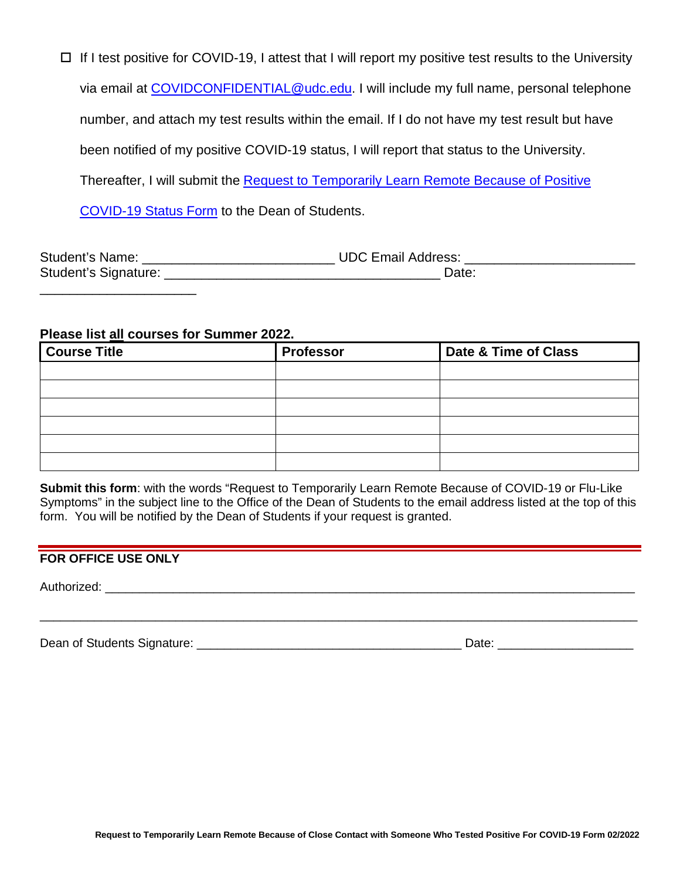☐ If I test positive for COVID-19, I attest that I will report my positive test results to the University via email at [COVIDCONFIDENTIAL@udc.edu](mailto:COVIDCONFIDENTIAL@udc.edu). I will include my full name, personal telephone number, and attach my test results within the email. If I do not have my test result but have been notified of my positive COVID-19 status, I will report that status to the University. Thereafter, I will submit the Request to Temporarily Learn Remote Because of Positive COVID-19 Status Form to the Dean of Students.

Student's Name: __________________________ UDC Email Address: _______________________
Student's Signature: _____________________________________ Date: _____________________

**Please list all courses for Summer 2022.**

| Course Title | Professor | Date & Time of Class |
|---|---|---|
| | | |
| | | |
| | | |
| | | |
| | | |
| | | |

**Submit this form**: with the words "Request to Temporarily Learn Remote Because of COVID-19 or Flu-Like Symptoms" in the subject line to the Office of the Dean of Students to the email address listed at the top of this form. You will be notified by the Dean of Students if your request is granted.

---

**FOR OFFICE USE ONLY**

Authorized: ___________________________________________________________________________

_______________________________________________________________________________________

Dean of Students Signature: ____________________________________ Date: ___________________

**Request to Temporarily Learn Remote Because of Close Contact with Someone Who Tested Positive For COVID-19 Form 02/2022**